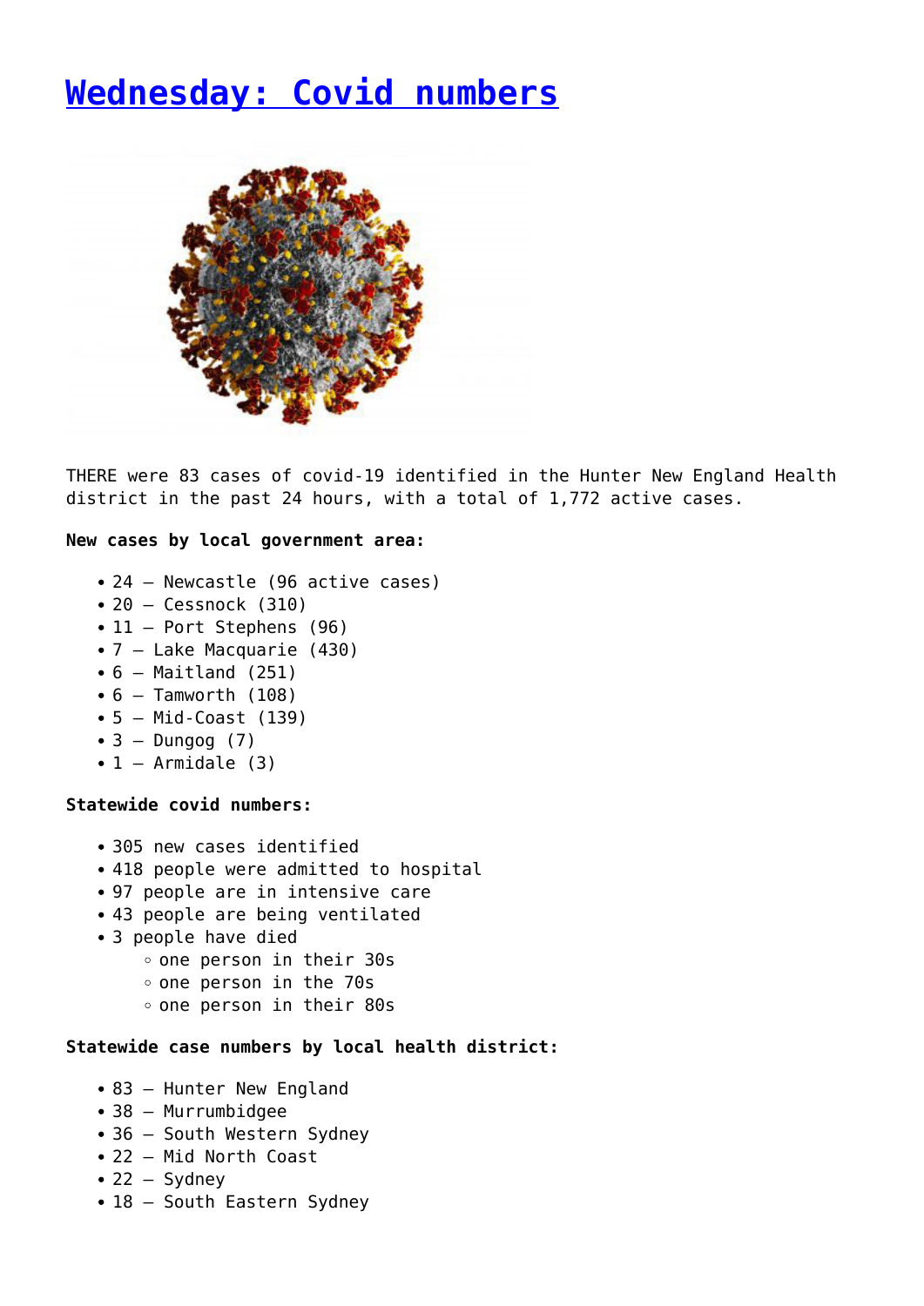# [Wednesday: Covid numbers]()

THERE were 83 cases of covid-19 identified in the Hunter New England Health district in the past 24 hours, with a total of 1,772 active cases.

**New cases by local government area:**

- 24 – Newcastle (96 active cases)
- 20 – Cessnock (310)
- 11 – Port Stephens (96)
- 7 – Lake Macquarie (430)
- 6 – Maitland (251)
- 6 – Tamworth (108)
- 5 – Mid-Coast (139)
- 3 – Dungog (7)
- 1 – Armidale (3)

**Statewide covid numbers:**

- 305 new cases identified
- 418 people were admitted to hospital
- 97 people are in intensive care
- 43 people are being ventilated
- 3 people have died
  - one person in their 30s
  - one person in the 70s
  - one person in their 80s

**Statewide case numbers by local health district:**

- 83 – Hunter New England
- 38 – Murrumbidgee
- 36 – South Western Sydney
- 22 – Mid North Coast
- 22 – Sydney
- 18 – South Eastern Sydney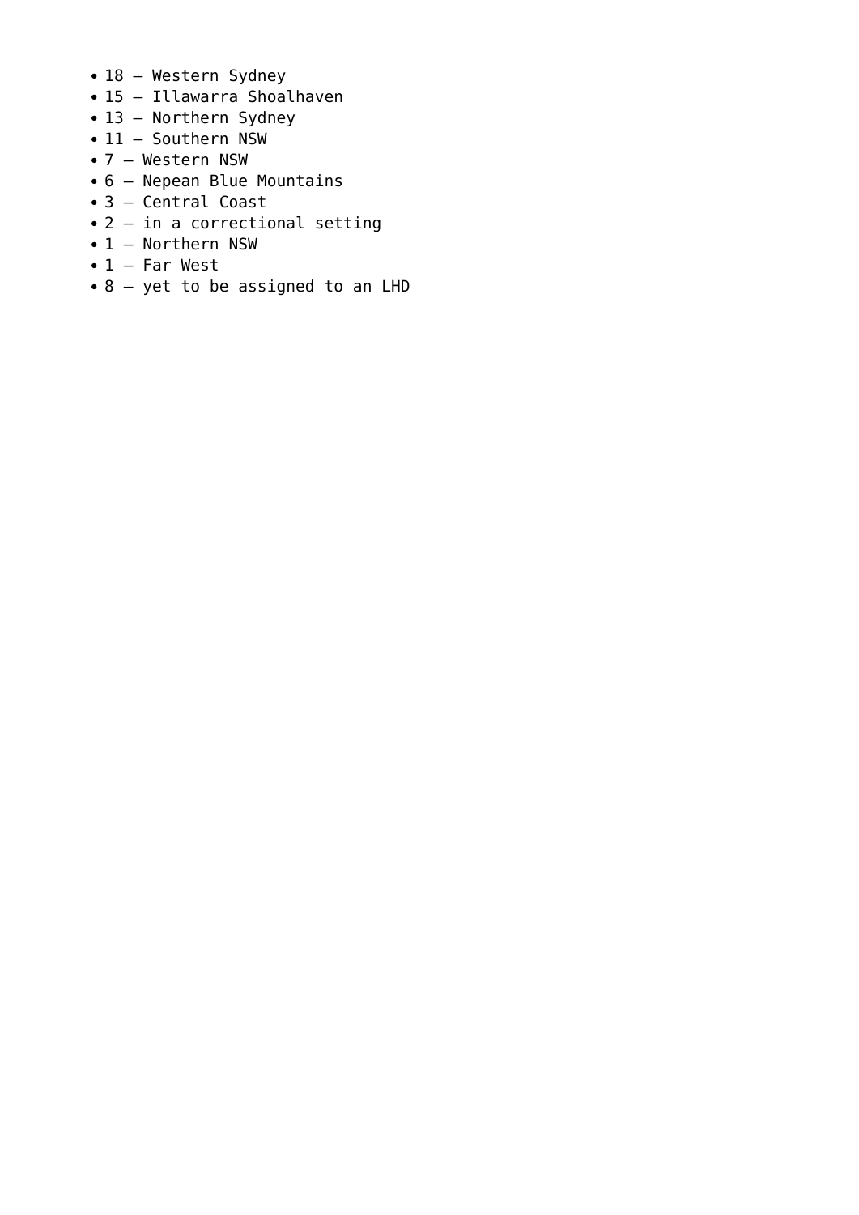- 18 – Western Sydney
- 15 – Illawarra Shoalhaven
- 13 – Northern Sydney
- 11 – Southern NSW
- 7 – Western NSW
- 6 – Nepean Blue Mountains
- 3 – Central Coast
- 2 – in a correctional setting
- 1 – Northern NSW
- 1 – Far West
- 8 – yet to be assigned to an LHD